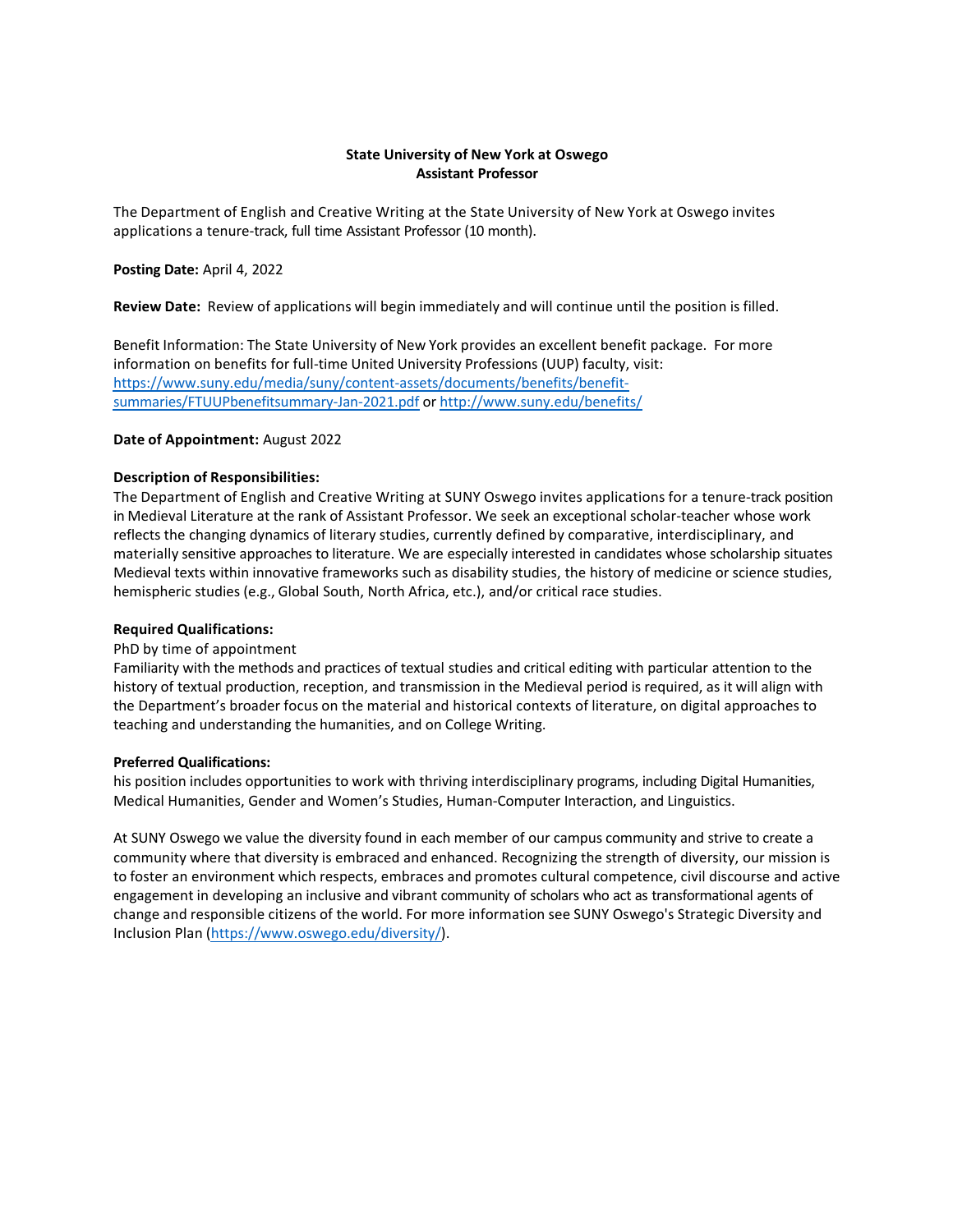**State University of New York at Oswego**
**Assistant Professor**

The Department of English and Creative Writing at the State University of New York at Oswego invites applications a tenure-track, full time Assistant Professor (10 month).

**Posting Date:** April 4, 2022

**Review Date:** Review of applications will begin immediately and will continue until the position is filled.

Benefit Information: The State University of New York provides an excellent benefit package. For more information on benefits for full-time United University Professions (UUP) faculty, visit: https://www.suny.edu/media/suny/content-assets/documents/benefits/benefit-summaries/FTUUPbenefitsummary-Jan-2021.pdf or http://www.suny.edu/benefits/

**Date of Appointment:** August 2022

**Description of Responsibilities:**
The Department of English and Creative Writing at SUNY Oswego invites applications for a tenure-track position in Medieval Literature at the rank of Assistant Professor. We seek an exceptional scholar-teacher whose work reflects the changing dynamics of literary studies, currently defined by comparative, interdisciplinary, and materially sensitive approaches to literature. We are especially interested in candidates whose scholarship situates Medieval texts within innovative frameworks such as disability studies, the history of medicine or science studies, hemispheric studies (e.g., Global South, North Africa, etc.), and/or critical race studies.

**Required Qualifications:**
PhD by time of appointment
Familiarity with the methods and practices of textual studies and critical editing with particular attention to the history of textual production, reception, and transmission in the Medieval period is required, as it will align with the Department's broader focus on the material and historical contexts of literature, on digital approaches to teaching and understanding the humanities, and on College Writing.

**Preferred Qualifications:**
his position includes opportunities to work with thriving interdisciplinary programs, including Digital Humanities, Medical Humanities, Gender and Women's Studies, Human-Computer Interaction, and Linguistics.

At SUNY Oswego we value the diversity found in each member of our campus community and strive to create a community where that diversity is embraced and enhanced. Recognizing the strength of diversity, our mission is to foster an environment which respects, embraces and promotes cultural competence, civil discourse and active engagement in developing an inclusive and vibrant community of scholars who act as transformational agents of change and responsible citizens of the world. For more information see SUNY Oswego's Strategic Diversity and Inclusion Plan (https://www.oswego.edu/diversity/).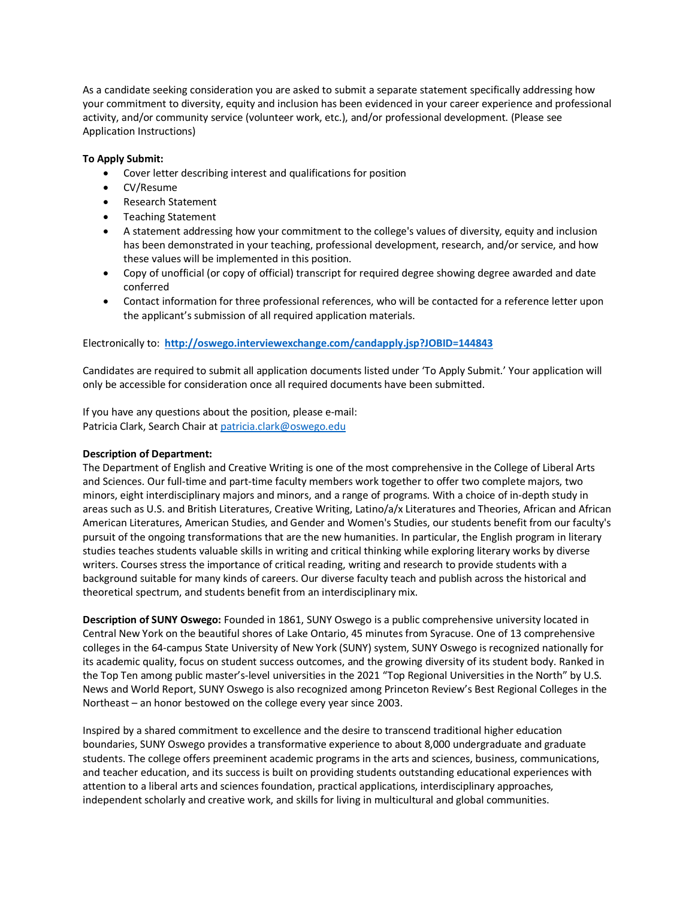As a candidate seeking consideration you are asked to submit a separate statement specifically addressing how your commitment to diversity, equity and inclusion has been evidenced in your career experience and professional activity, and/or community service (volunteer work, etc.), and/or professional development. (Please see Application Instructions)

**To Apply Submit:**

- Cover letter describing interest and qualifications for position
- CV/Resume
- Research Statement
- Teaching Statement
- A statement addressing how your commitment to the college's values of diversity, equity and inclusion has been demonstrated in your teaching, professional development, research, and/or service, and how these values will be implemented in this position.
- Copy of unofficial (or copy of official) transcript for required degree showing degree awarded and date conferred
- Contact information for three professional references, who will be contacted for a reference letter upon the applicant's submission of all required application materials.

Electronically to: **[http://oswego.interviewexchange.com/candapply.jsp?JOBID=144843](http://oswego.interviewexchange.com/candapply.jsp?JOBID=144843)**

Candidates are required to submit all application documents listed under 'To Apply Submit.' Your application will only be accessible for consideration once all required documents have been submitted.

If you have any questions about the position, please e-mail:
Patricia Clark, Search Chair at [patricia.clark@oswego.edu](mailto:patricia.clark@oswego.edu)

**Description of Department:**
The Department of English and Creative Writing is one of the most comprehensive in the College of Liberal Arts and Sciences. Our full-time and part-time faculty members work together to offer two complete majors, two minors, eight interdisciplinary majors and minors, and a range of programs. With a choice of in-depth study in areas such as U.S. and British Literatures, Creative Writing, Latino/a/x Literatures and Theories, African and African American Literatures, American Studies, and Gender and Women's Studies, our students benefit from our faculty's pursuit of the ongoing transformations that are the new humanities. In particular, the English program in literary studies teaches students valuable skills in writing and critical thinking while exploring literary works by diverse writers. Courses stress the importance of critical reading, writing and research to provide students with a background suitable for many kinds of careers. Our diverse faculty teach and publish across the historical and theoretical spectrum, and students benefit from an interdisciplinary mix.

**Description of SUNY Oswego:** Founded in 1861, SUNY Oswego is a public comprehensive university located in Central New York on the beautiful shores of Lake Ontario, 45 minutes from Syracuse. One of 13 comprehensive colleges in the 64-campus State University of New York (SUNY) system, SUNY Oswego is recognized nationally for its academic quality, focus on student success outcomes, and the growing diversity of its student body. Ranked in the Top Ten among public master's-level universities in the 2021 "Top Regional Universities in the North" by U.S. News and World Report, SUNY Oswego is also recognized among Princeton Review's Best Regional Colleges in the Northeast – an honor bestowed on the college every year since 2003.

Inspired by a shared commitment to excellence and the desire to transcend traditional higher education boundaries, SUNY Oswego provides a transformative experience to about 8,000 undergraduate and graduate students. The college offers preeminent academic programs in the arts and sciences, business, communications, and teacher education, and its success is built on providing students outstanding educational experiences with attention to a liberal arts and sciences foundation, practical applications, interdisciplinary approaches, independent scholarly and creative work, and skills for living in multicultural and global communities.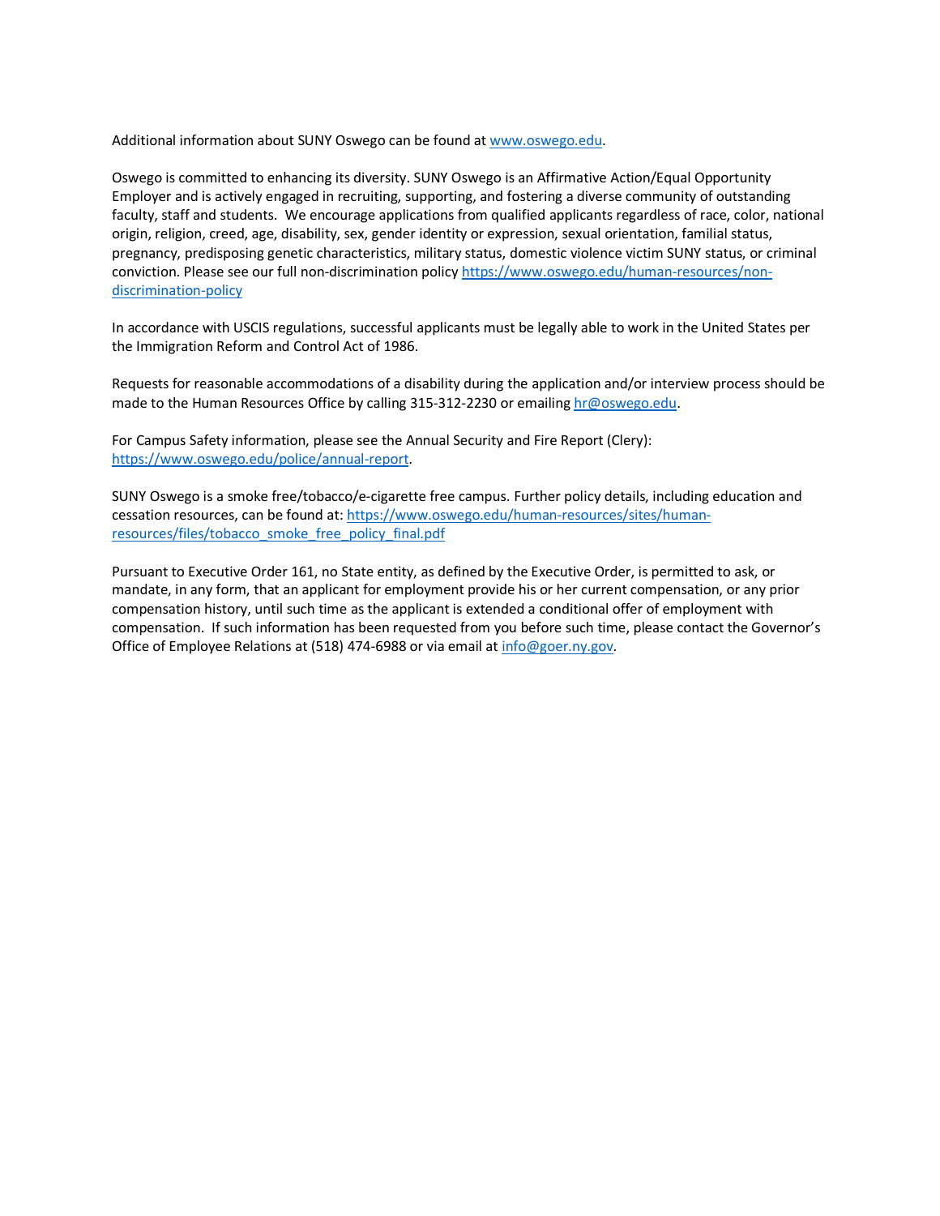Additional information about SUNY Oswego can be found at www.oswego.edu.

Oswego is committed to enhancing its diversity. SUNY Oswego is an Affirmative Action/Equal Opportunity Employer and is actively engaged in recruiting, supporting, and fostering a diverse community of outstanding faculty, staff and students. We encourage applications from qualified applicants regardless of race, color, national origin, religion, creed, age, disability, sex, gender identity or expression, sexual orientation, familial status, pregnancy, predisposing genetic characteristics, military status, domestic violence victim SUNY status, or criminal conviction. Please see our full non-discrimination policy https://www.oswego.edu/human-resources/non-discrimination-policy

In accordance with USCIS regulations, successful applicants must be legally able to work in the United States per the Immigration Reform and Control Act of 1986.

Requests for reasonable accommodations of a disability during the application and/or interview process should be made to the Human Resources Office by calling 315-312-2230 or emailing hr@oswego.edu.

For Campus Safety information, please see the Annual Security and Fire Report (Clery): https://www.oswego.edu/police/annual-report.

SUNY Oswego is a smoke free/tobacco/e-cigarette free campus. Further policy details, including education and cessation resources, can be found at: https://www.oswego.edu/human-resources/sites/human-resources/files/tobacco_smoke_free_policy_final.pdf

Pursuant to Executive Order 161, no State entity, as defined by the Executive Order, is permitted to ask, or mandate, in any form, that an applicant for employment provide his or her current compensation, or any prior compensation history, until such time as the applicant is extended a conditional offer of employment with compensation. If such information has been requested from you before such time, please contact the Governor's Office of Employee Relations at (518) 474-6988 or via email at info@goer.ny.gov.